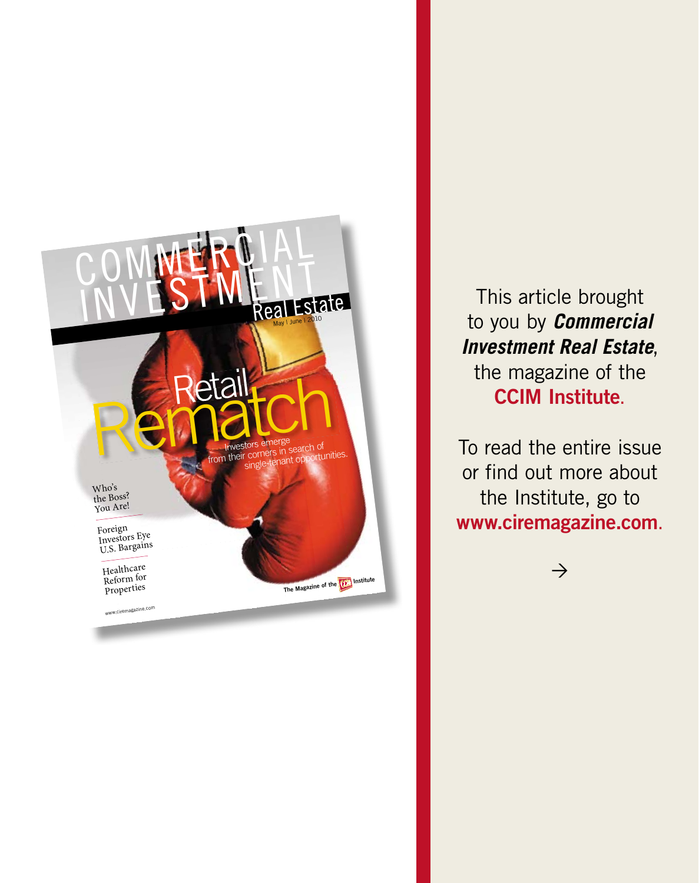This article brought to you by ***Commercial Investment Real Estate***, the magazine of the **CCIM Institute**.

To read the entire issue or find out more about the Institute, go to **www.ciremagazine.com**.

→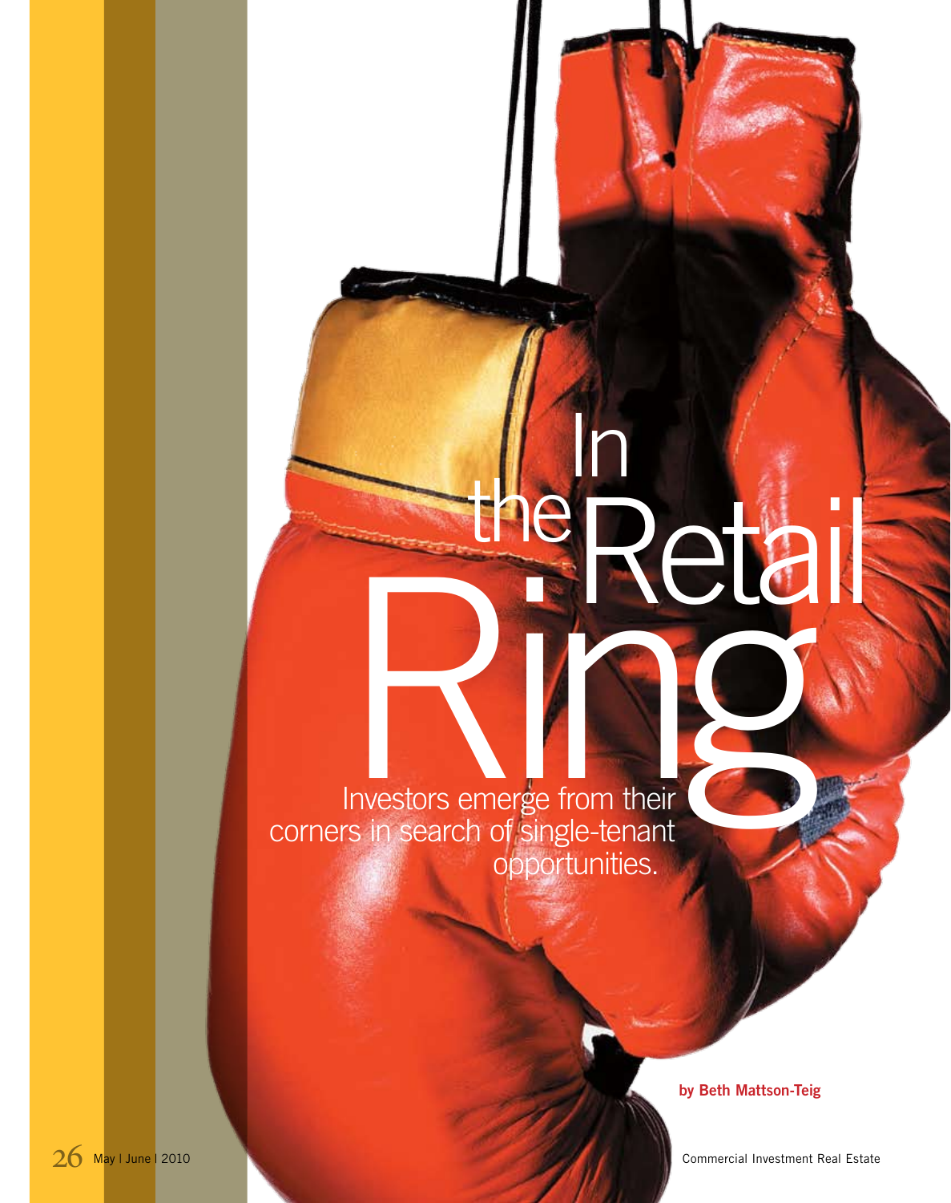# In the Retail Ring

Investors emerge from their corners in search of single-tenant opportunities.

**by Beth Mattson-Teig**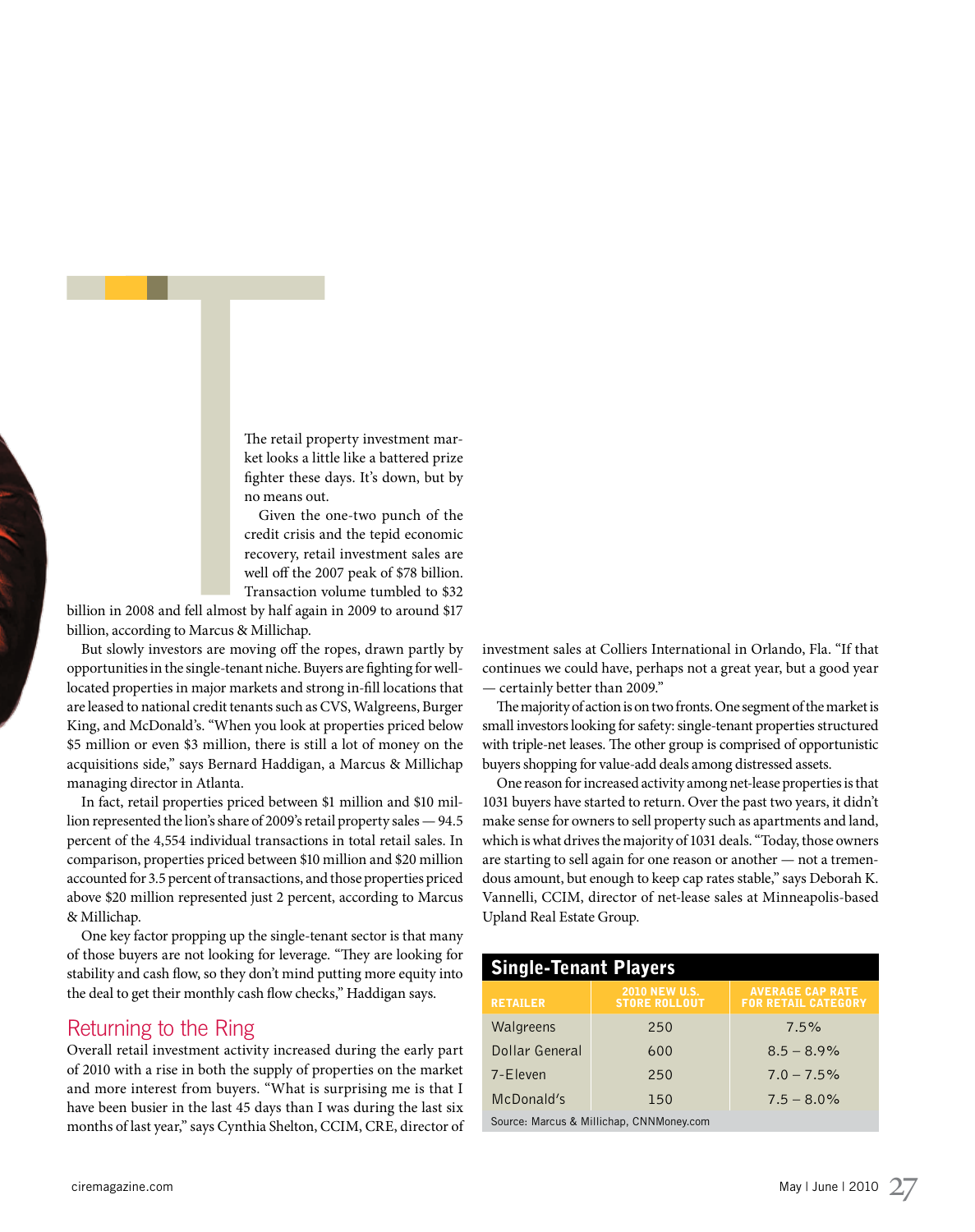The retail property investment market looks a little like a battered prize fighter these days. It's down, but by no means out.

Given the one-two punch of the credit crisis and the tepid economic recovery, retail investment sales are well off the 2007 peak of $78 billion. Transaction volume tumbled to $32 billion in 2008 and fell almost by half again in 2009 to around $17 billion, according to Marcus & Millichap.

But slowly investors are moving off the ropes, drawn partly by opportunities in the single-tenant niche. Buyers are fighting for well-located properties in major markets and strong in-fill locations that are leased to national credit tenants such as CVS, Walgreens, Burger King, and McDonald's. "When you look at properties priced below $5 million or even $3 million, there is still a lot of money on the acquisitions side," says Bernard Haddigan, a Marcus & Millichap managing director in Atlanta.

In fact, retail properties priced between $1 million and $10 million represented the lion's share of 2009's retail property sales — 94.5 percent of the 4,554 individual transactions in total retail sales. In comparison, properties priced between $10 million and $20 million accounted for 3.5 percent of transactions, and those properties priced above $20 million represented just 2 percent, according to Marcus & Millichap.

One key factor propping up the single-tenant sector is that many of those buyers are not looking for leverage. "They are looking for stability and cash flow, so they don't mind putting more equity into the deal to get their monthly cash flow checks," Haddigan says.

## Returning to the Ring

Overall retail investment activity increased during the early part of 2010 with a rise in both the supply of properties on the market and more interest from buyers. "What is surprising me is that I have been busier in the last 45 days than I was during the last six months of last year," says Cynthia Shelton, CCIM, CRE, director of investment sales at Colliers International in Orlando, Fla. "If that continues we could have, perhaps not a great year, but a good year — certainly better than 2009."

The majority of action is on two fronts. One segment of the market is small investors looking for safety: single-tenant properties structured with triple-net leases. The other group is comprised of opportunistic buyers shopping for value-add deals among distressed assets.

One reason for increased activity among net-lease properties is that 1031 buyers have started to return. Over the past two years, it didn't make sense for owners to sell property such as apartments and land, which is what drives the majority of 1031 deals. "Today, those owners are starting to sell again for one reason or another — not a tremendous amount, but enough to keep cap rates stable," says Deborah K. Vannelli, CCIM, director of net-lease sales at Minneapolis-based Upland Real Estate Group.

**Single-Tenant Players**

| Retailer | 2010 New U.S. Store Rollout | Average Cap Rate for Retail Category |
|---|---|---|
| Walgreens | 250 | 7.5% |
| Dollar General | 600 | 8.5 – 8.9% |
| 7-Eleven | 250 | 7.0 – 7.5% |
| McDonald's | 150 | 7.5 – 8.0% |

Source: Marcus & Millichap, CNNMoney.com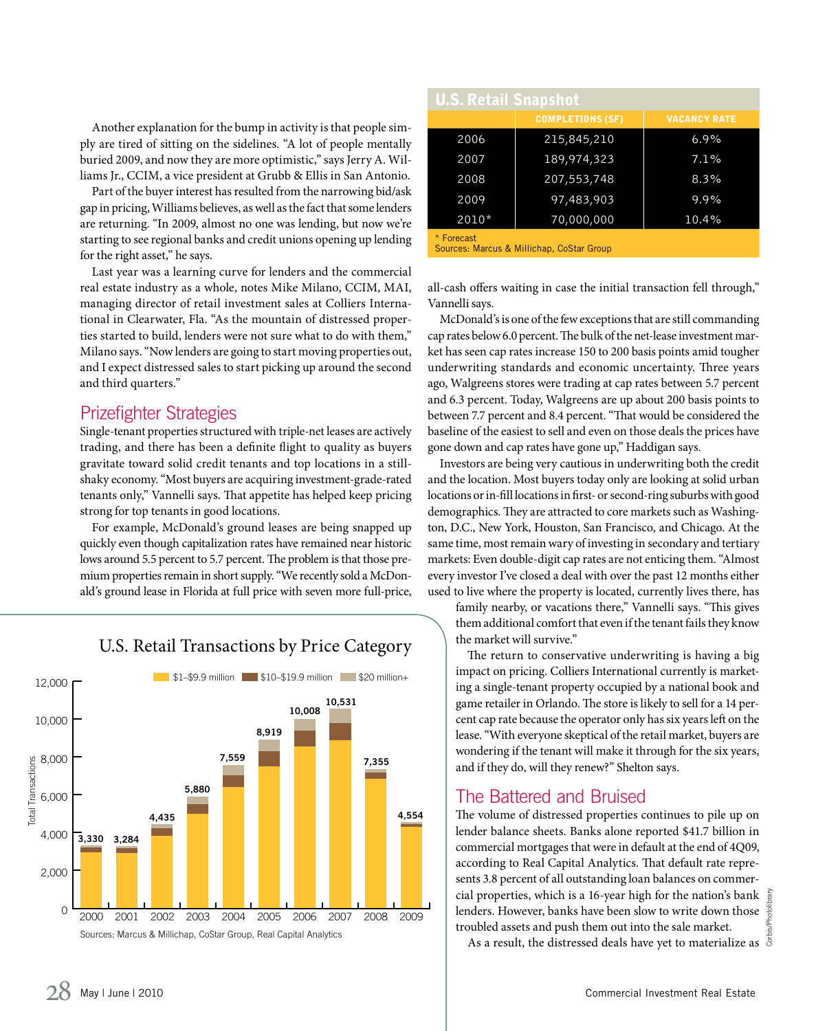Another explanation for the bump in activity is that people simply are tired of sitting on the sidelines. "A lot of people mentally buried 2009, and now they are more optimistic," says Jerry A. Williams Jr., CCIM, a vice president at Grubb & Ellis in San Antonio.

Part of the buyer interest has resulted from the narrowing bid/ask gap in pricing, Williams believes, as well as the fact that some lenders are returning. "In 2009, almost no one was lending, but now we're starting to see regional banks and credit unions opening up lending for the right asset," he says.

Last year was a learning curve for lenders and the commercial real estate industry as a whole, notes Mike Milano, CCIM, MAI, managing director of retail investment sales at Colliers International in Clearwater, Fla. "As the mountain of distressed properties started to build, lenders were not sure what to do with them," Milano says. "Now lenders are going to start moving properties out, and I expect distressed sales to start picking up around the second and third quarters."

## Prizefighter Strategies

Single-tenant properties structured with triple-net leases are actively trading, and there has been a definite flight to quality as buyers gravitate toward solid credit tenants and top locations in a still-shaky economy. "Most buyers are acquiring investment-grade-rated tenants only," Vannelli says. That appetite has helped keep pricing strong for top tenants in good locations.

For example, McDonald's ground leases are being snapped up quickly even though capitalization rates have remained near historic lows around 5.5 percent to 5.7 percent. The problem is that those premium properties remain in short supply. "We recently sold a McDonald's ground lease in Florida at full price with seven more full-price, all-cash offers waiting in case the initial transaction fell through," Vannelli says.

McDonald's is one of the few exceptions that are still commanding cap rates below 6.0 percent. The bulk of the net-lease investment market has seen cap rates increase 150 to 200 basis points amid tougher underwriting standards and economic uncertainty. Three years ago, Walgreens stores were trading at cap rates between 5.7 percent and 6.3 percent. Today, Walgreens are up about 200 basis points to between 7.7 percent and 8.4 percent. "That would be considered the baseline of the easiest to sell and even on those deals the prices have gone down and cap rates have gone up," Haddigan says.

Investors are being very cautious in underwriting both the credit and the location. Most buyers today only are looking at solid urban locations or in-fill locations in first- or second-ring suburbs with good demographics. They are attracted to core markets such as Washington, D.C., New York, Houston, San Francisco, and Chicago. At the same time, most remain wary of investing in secondary and tertiary markets: Even double-digit cap rates are not enticing them. "Almost every investor I've closed a deal with over the past 12 months either used to live where the property is located, currently lives there, has family nearby, or vacations there," Vannelli says. "This gives them additional comfort that even if the tenant fails they know the market will survive."

The return to conservative underwriting is having a big impact on pricing. Colliers International currently is marketing a single-tenant property occupied by a national book and game retailer in Orlando. The store is likely to sell for a 14 percent cap rate because the operator only has six years left on the lease. "With everyone skeptical of the retail market, buyers are wondering if the tenant will make it through for the six years, and if they do, will they renew?" Shelton says.

## The Battered and Bruised

The volume of distressed properties continues to pile up on lender balance sheets. Banks alone reported $41.7 billion in commercial mortgages that were in default at the end of 4Q09, according to Real Capital Analytics. That default rate represents 3.8 percent of all outstanding loan balances on commercial properties, which is a 16-year high for the nation's bank lenders. However, banks have been slow to write down those troubled assets and push them out into the sale market.

As a result, the distressed deals have yet to materialize as

### U.S. Retail Snapshot

| | COMPLETIONS (SF) | VACANCY RATE |
|---|---|---|
| 2006 | 215,845,210 | 6.9% |
| 2007 | 189,974,323 | 7.1% |
| 2008 | 207,553,748 | 8.3% |
| 2009 | 97,483,903 | 9.9% |
| 2010* | 70,000,000 | 10.4% |

\* Forecast
Sources: Marcus & Millichap, CoStar Group

### U.S. Retail Transactions by Price Category

Categories: $1–$9.9 million; $10–$19.9 million; $20 million+

| Year | Total Transactions |
|---|---|
| 2000 | 3,330 |
| 2001 | 3,284 |
| 2002 | 4,435 |
| 2003 | 5,880 |
| 2004 | 7,559 |
| 2005 | 8,919 |
| 2006 | 10,008 |
| 2007 | 10,531 |
| 2008 | 7,355 |
| 2009 | 4,554 |

Sources: Marcus & Millichap, CoStar Group, Real Capital Analytics

Corbis/Photolibrary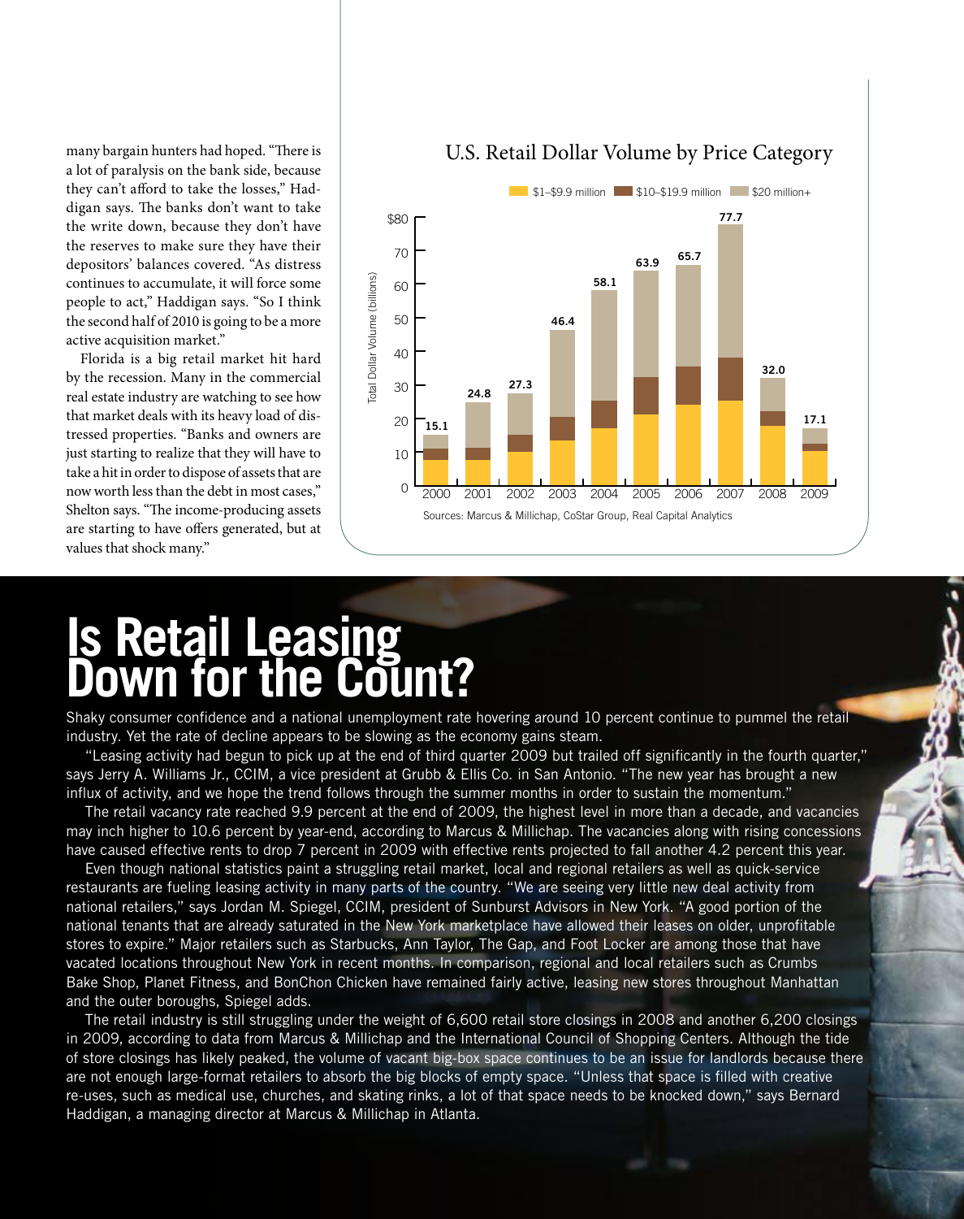many bargain hunters had hoped. "There is a lot of paralysis on the bank side, because they can't afford to take the losses," Haddigan says. The banks don't want to take the write down, because they don't have the reserves to make sure they have their depositors' balances covered. "As distress continues to accumulate, it will force some people to act," Haddigan says. "So I think the second half of 2010 is going to be a more active acquisition market."

Florida is a big retail market hit hard by the recession. Many in the commercial real estate industry are watching to see how that market deals with its heavy load of distressed properties. "Banks and owners are just starting to realize that they will have to take a hit in order to dispose of assets that are now worth less than the debt in most cases," Shelton says. "The income-producing assets are starting to have offers generated, but at values that shock many."

**U.S. Retail Dollar Volume by Price Category**

Total Dollar Volume (billions); categories: $1–$9.9 million, $10–$19.9 million, $20 million+

| Year | Total |
|---|---|
| 2000 | 15.1 |
| 2001 | 24.8 |
| 2002 | 27.3 |
| 2003 | 46.4 |
| 2004 | 58.1 |
| 2005 | 63.9 |
| 2006 | 65.7 |
| 2007 | 77.7 |
| 2008 | 32.0 |
| 2009 | 17.1 |

Sources: Marcus & Millichap, CoStar Group, Real Capital Analytics

# Is Retail Leasing Down for the Count?

Shaky consumer confidence and a national unemployment rate hovering around 10 percent continue to pummel the retail industry. Yet the rate of decline appears to be slowing as the economy gains steam.

"Leasing activity had begun to pick up at the end of third quarter 2009 but trailed off significantly in the fourth quarter," says Jerry A. Williams Jr., CCIM, a vice president at Grubb & Ellis Co. in San Antonio. "The new year has brought a new influx of activity, and we hope the trend follows through the summer months in order to sustain the momentum."

The retail vacancy rate reached 9.9 percent at the end of 2009, the highest level in more than a decade, and vacancies may inch higher to 10.6 percent by year-end, according to Marcus & Millichap. The vacancies along with rising concessions have caused effective rents to drop 7 percent in 2009 with effective rents projected to fall another 4.2 percent this year.

Even though national statistics paint a struggling retail market, local and regional retailers as well as quick-service restaurants are fueling leasing activity in many parts of the country. "We are seeing very little new deal activity from national retailers," says Jordan M. Spiegel, CCIM, president of Sunburst Advisors in New York. "A good portion of the national tenants that are already saturated in the New York marketplace have allowed their leases on older, unprofitable stores to expire." Major retailers such as Starbucks, Ann Taylor, The Gap, and Foot Locker are among those that have vacated locations throughout New York in recent months. In comparison, regional and local retailers such as Crumbs Bake Shop, Planet Fitness, and BonChon Chicken have remained fairly active, leasing new stores throughout Manhattan and the outer boroughs, Spiegel adds.

The retail industry is still struggling under the weight of 6,600 retail store closings in 2008 and another 6,200 closings in 2009, according to data from Marcus & Millichap and the International Council of Shopping Centers. Although the tide of store closings has likely peaked, the volume of vacant big-box space continues to be an issue for landlords because there are not enough large-format retailers to absorb the big blocks of empty space. "Unless that space is filled with creative re-uses, such as medical use, churches, and skating rinks, a lot of that space needs to be knocked down," says Bernard Haddigan, a managing director at Marcus & Millichap in Atlanta.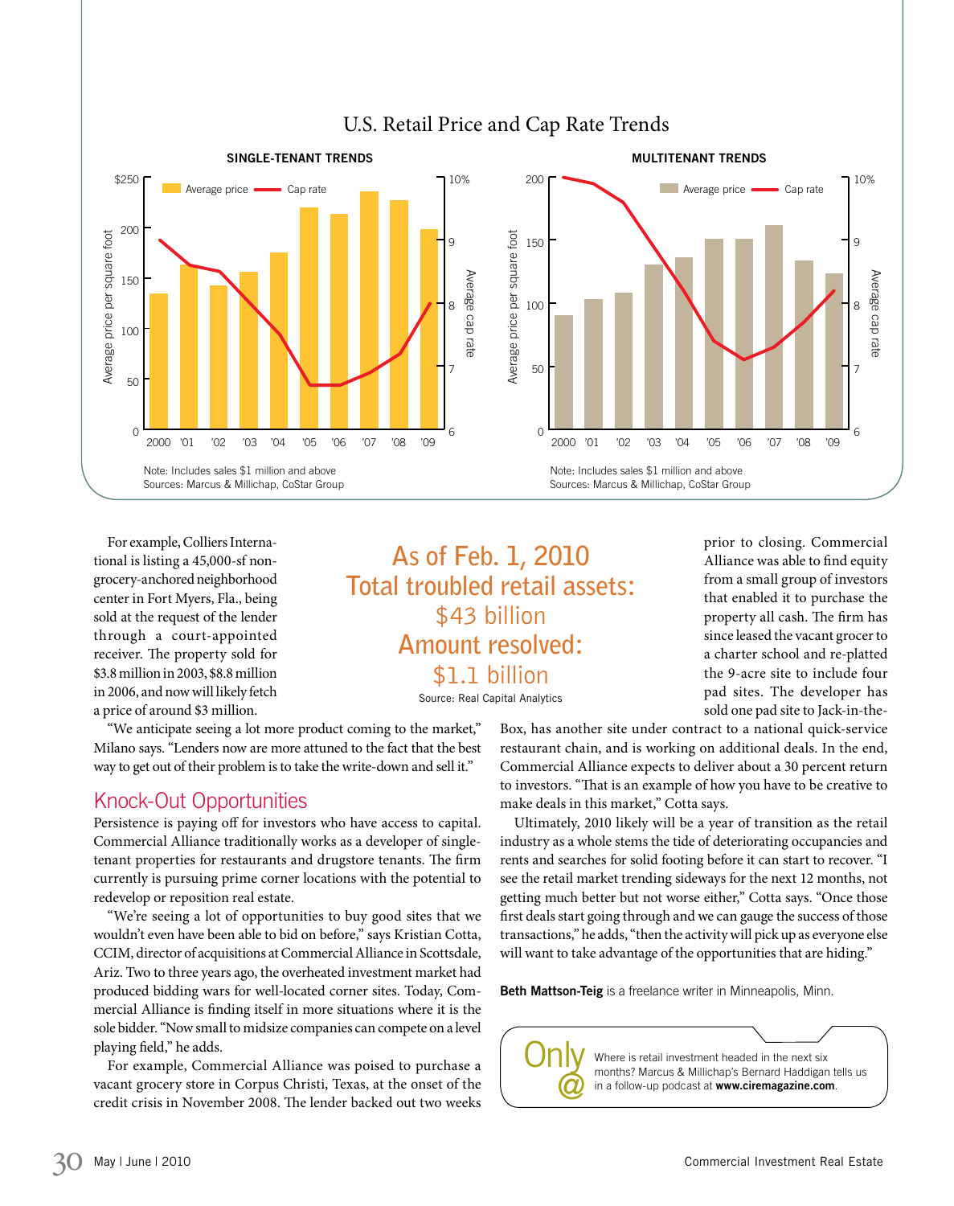## U.S. Retail Price and Cap Rate Trends

**SINGLE-TENANT TRENDS**

Average price — Cap rate

$250, 200, 150, 100, 50, 0

10%, 9, 8, 7, 6

Average price per square foot

Average cap rate

2000 '01 '02 '03 '04 '05 '06 '07 '08 '09

Note: Includes sales $1 million and above
Sources: Marcus & Millichap, CoStar Group

**MULTITENANT TRENDS**

Average price — Cap rate

200, 150, 100, 50, 0

10%, 9, 8, 7, 6

Average price per square foot

Average cap rate

2000 '01 '02 '03 '04 '05 '06 '07 '08 '09

Note: Includes sales $1 million and above
Sources: Marcus & Millichap, CoStar Group

For example, Colliers International is listing a 45,000-sf non-grocery-anchored neighborhood center in Fort Myers, Fla., being sold at the request of the lender through a court-appointed receiver. The property sold for $3.8 million in 2003, $8.8 million in 2006, and now will likely fetch a price of around $3 million.

"We anticipate seeing a lot more product coming to the market," Milano says. "Lenders now are more attuned to the fact that the best way to get out of their problem is to take the write-down and sell it."

> **As of Feb. 1, 2010**
> **Total troubled retail assets:**
> $43 billion
> **Amount resolved:**
> $1.1 billion
> Source: Real Capital Analytics

## Knock-Out Opportunities

Persistence is paying off for investors who have access to capital. Commercial Alliance traditionally works as a developer of single-tenant properties for restaurants and drugstore tenants. The firm currently is pursuing prime corner locations with the potential to redevelop or reposition real estate.

"We're seeing a lot of opportunities to buy good sites that we wouldn't even have been able to bid on before," says Kristian Cotta, CCIM, director of acquisitions at Commercial Alliance in Scottsdale, Ariz. Two to three years ago, the overheated investment market had produced bidding wars for well-located corner sites. Today, Commercial Alliance is finding itself in more situations where it is the sole bidder. "Now small to midsize companies can compete on a level playing field," he adds.

For example, Commercial Alliance was poised to purchase a vacant grocery store in Corpus Christi, Texas, at the onset of the credit crisis in November 2008. The lender backed out two weeks prior to closing. Commercial Alliance was able to find equity from a small group of investors that enabled it to purchase the property all cash. The firm has since leased the vacant grocer to a charter school and re-platted the 9-acre site to include four pad sites. The developer has sold one pad site to Jack-in-the-Box, has another site under contract to a national quick-service restaurant chain, and is working on additional deals. In the end, Commercial Alliance expects to deliver about a 30 percent return to investors. "That is an example of how you have to be creative to make deals in this market," Cotta says.

Ultimately, 2010 likely will be a year of transition as the retail industry as a whole stems the tide of deteriorating occupancies and rents and searches for solid footing before it can start to recover. "I see the retail market trending sideways for the next 12 months, not getting much better but not worse either," Cotta says. "Once those first deals start going through and we can gauge the success of those transactions," he adds, "then the activity will pick up as everyone else will want to take advantage of the opportunities that are hiding."

**Beth Mattson-Teig** is a freelance writer in Minneapolis, Minn.

> Only @
> Where is retail investment headed in the next six months? Marcus & Millichap's Bernard Haddigan tells us in a follow-up podcast at **www.ciremagazine.com**.